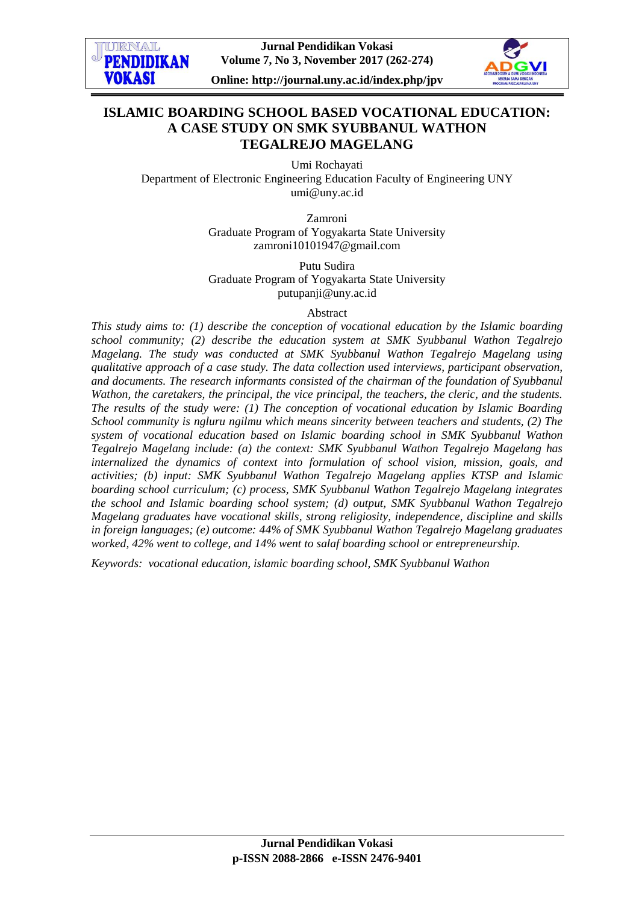# ISLAMIC BOARDING SCHOOL BASED VOCATIONAL EDUCATION: A CASE STUDY ON SMK SYUBBANUL WATHON TEGALREJO MAGELANG

Umi Rochayati
Department of Electronic Engineering Education Faculty of Engineering UNY
umi@uny.ac.id

Zamroni
Graduate Program of Yogyakarta State University
zamroni10101947@gmail.com

Putu Sudira
Graduate Program of Yogyakarta State University
putupanji@uny.ac.id

## Abstract

*This study aims to: (1) describe the conception of vocational education by the Islamic boarding school community; (2) describe the education system at SMK Syubbanul Wathon Tegalrejo Magelang. The study was conducted at SMK Syubbanul Wathon Tegalrejo Magelang using qualitative approach of a case study. The data collection used interviews, participant observation, and documents. The research informants consisted of the chairman of the foundation of Syubbanul Wathon, the caretakers, the principal, the vice principal, the teachers, the cleric, and the students. The results of the study were: (1) The conception of vocational education by Islamic Boarding School community is ngluru ngilmu which means sincerity between teachers and students, (2) The system of vocational education based on Islamic boarding school in SMK Syubbanul Wathon Tegalrejo Magelang include: (a) the context: SMK Syubbanul Wathon Tegalrejo Magelang has internalized the dynamics of context into formulation of school vision, mission, goals, and activities; (b) input: SMK Syubbanul Wathon Tegalrejo Magelang applies KTSP and Islamic boarding school curriculum; (c) process, SMK Syubbanul Wathon Tegalrejo Magelang integrates the school and Islamic boarding school system; (d) output, SMK Syubbanul Wathon Tegalrejo Magelang graduates have vocational skills, strong religiosity, independence, discipline and skills in foreign languages; (e) outcome: 44% of SMK Syubbanul Wathon Tegalrejo Magelang graduates worked, 42% went to college, and 14% went to salaf boarding school or entrepreneurship.*

*Keywords: vocational education, islamic boarding school, SMK Syubbanul Wathon*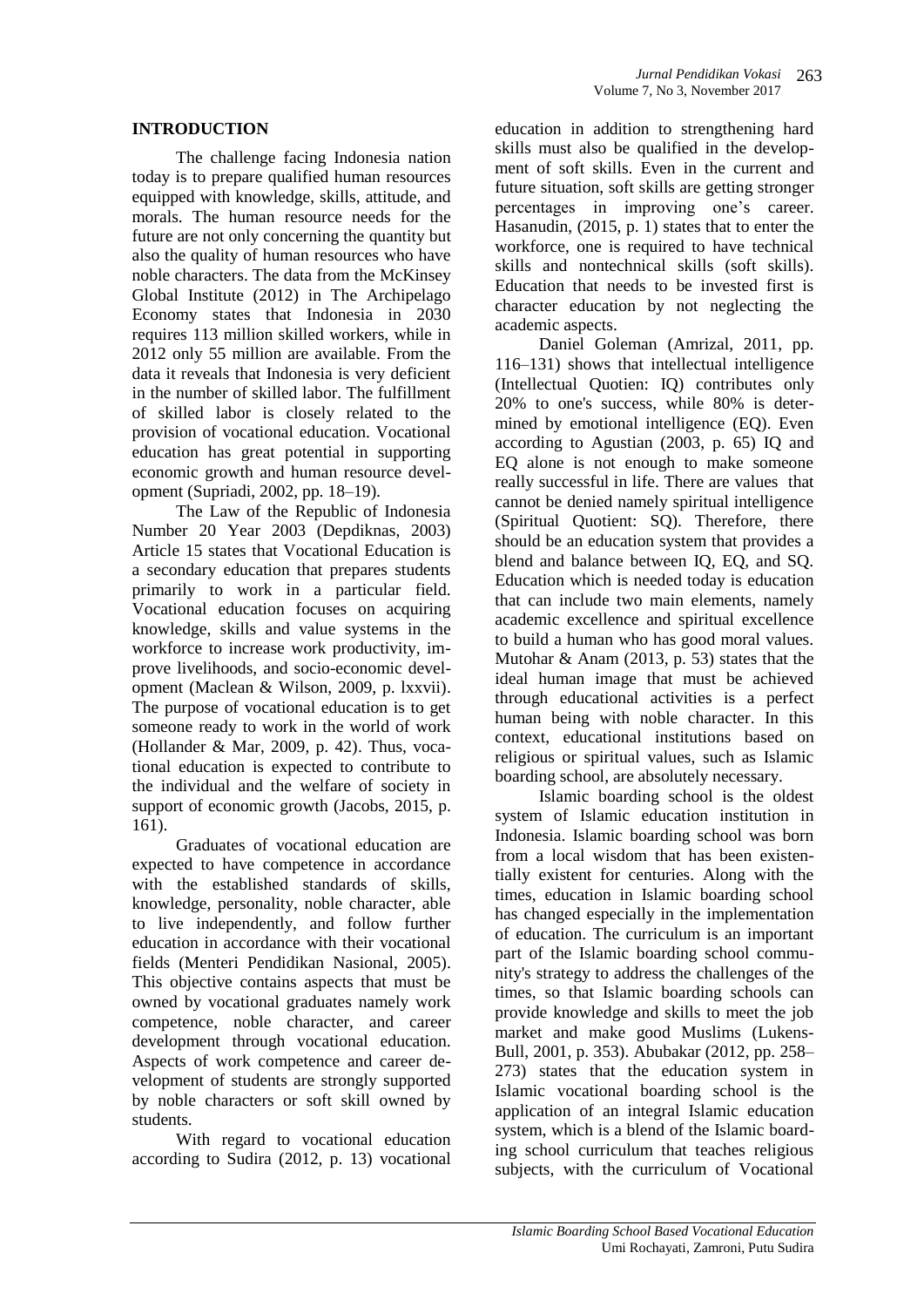## INTRODUCTION

The challenge facing Indonesia nation today is to prepare qualified human resources equipped with knowledge, skills, attitude, and morals. The human resource needs for the future are not only concerning the quantity but also the quality of human resources who have noble characters. The data from the McKinsey Global Institute (2012) in The Archipelago Economy states that Indonesia in 2030 requires 113 million skilled workers, while in 2012 only 55 million are available. From the data it reveals that Indonesia is very deficient in the number of skilled labor. The fulfillment of skilled labor is closely related to the provision of vocational education. Vocational education has great potential in supporting economic growth and human resource development (Supriadi, 2002, pp. 18–19).

The Law of the Republic of Indonesia Number 20 Year 2003 (Depdiknas, 2003) Article 15 states that Vocational Education is a secondary education that prepares students primarily to work in a particular field. Vocational education focuses on acquiring knowledge, skills and value systems in the workforce to increase work productivity, improve livelihoods, and socio-economic development (Maclean & Wilson, 2009, p. lxxvii). The purpose of vocational education is to get someone ready to work in the world of work (Hollander & Mar, 2009, p. 42). Thus, vocational education is expected to contribute to the individual and the welfare of society in support of economic growth (Jacobs, 2015, p. 161).

Graduates of vocational education are expected to have competence in accordance with the established standards of skills, knowledge, personality, noble character, able to live independently, and follow further education in accordance with their vocational fields (Menteri Pendidikan Nasional, 2005). This objective contains aspects that must be owned by vocational graduates namely work competence, noble character, and career development through vocational education. Aspects of work competence and career development of students are strongly supported by noble characters or soft skill owned by students.

With regard to vocational education according to Sudira (2012, p. 13) vocational education in addition to strengthening hard skills must also be qualified in the development of soft skills. Even in the current and future situation, soft skills are getting stronger percentages in improving one's career. Hasanudin, (2015, p. 1) states that to enter the workforce, one is required to have technical skills and nontechnical skills (soft skills). Education that needs to be invested first is character education by not neglecting the academic aspects.

Daniel Goleman (Amrizal, 2011, pp. 116–131) shows that intellectual intelligence (Intellectual Quotien: IQ) contributes only 20% to one's success, while 80% is determined by emotional intelligence (EQ). Even according to Agustian (2003, p. 65) IQ and EQ alone is not enough to make someone really successful in life. There are values that cannot be denied namely spiritual intelligence (Spiritual Quotient: SQ). Therefore, there should be an education system that provides a blend and balance between IQ, EQ, and SQ. Education which is needed today is education that can include two main elements, namely academic excellence and spiritual excellence to build a human who has good moral values. Mutohar & Anam (2013, p. 53) states that the ideal human image that must be achieved through educational activities is a perfect human being with noble character. In this context, educational institutions based on religious or spiritual values, such as Islamic boarding school, are absolutely necessary.

Islamic boarding school is the oldest system of Islamic education institution in Indonesia. Islamic boarding school was born from a local wisdom that has been existentially existent for centuries. Along with the times, education in Islamic boarding school has changed especially in the implementation of education. The curriculum is an important part of the Islamic boarding school community's strategy to address the challenges of the times, so that Islamic boarding schools can provide knowledge and skills to meet the job market and make good Muslims (Lukens-Bull, 2001, p. 353). Abubakar (2012, pp. 258–273) states that the education system in Islamic vocational boarding school is the application of an integral Islamic education system, which is a blend of the Islamic boarding school curriculum that teaches religious subjects, with the curriculum of Vocational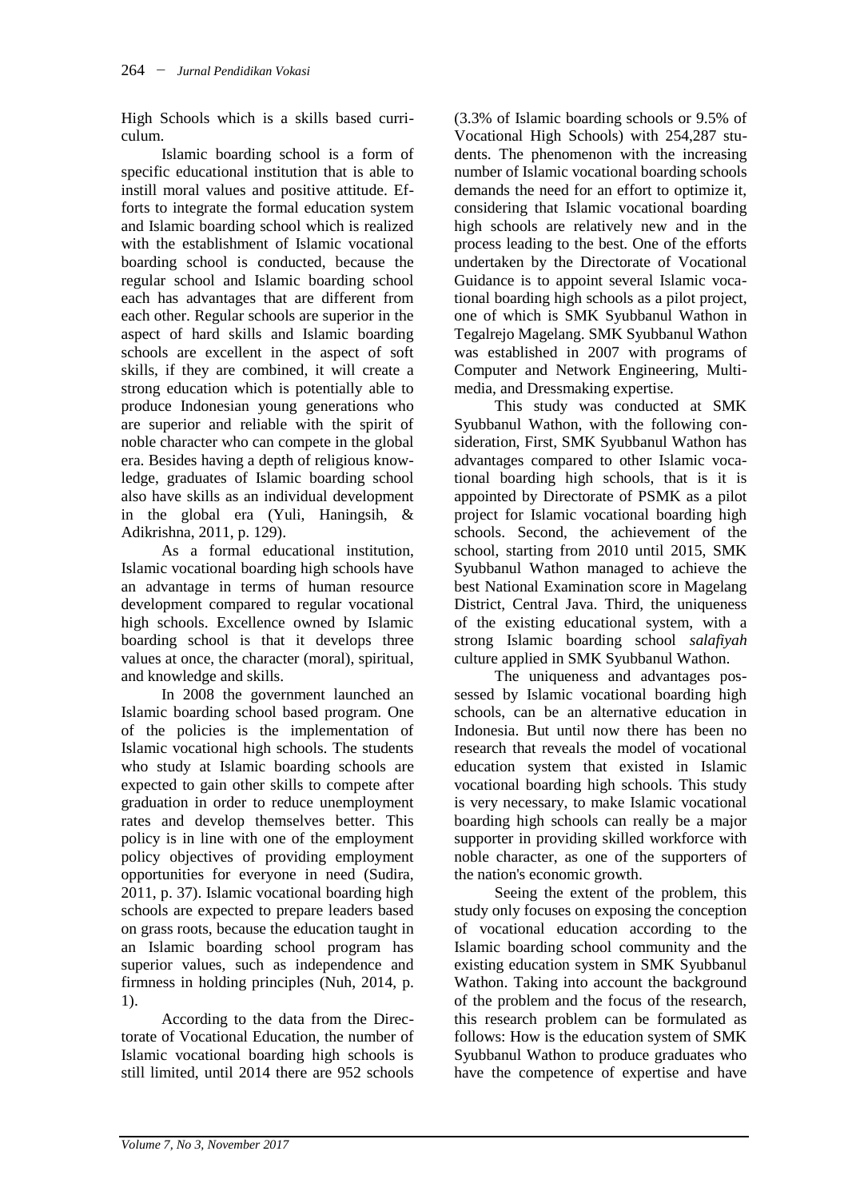High Schools which is a skills based curriculum.

Islamic boarding school is a form of specific educational institution that is able to instill moral values and positive attitude. Efforts to integrate the formal education system and Islamic boarding school which is realized with the establishment of Islamic vocational boarding school is conducted, because the regular school and Islamic boarding school each has advantages that are different from each other. Regular schools are superior in the aspect of hard skills and Islamic boarding schools are excellent in the aspect of soft skills, if they are combined, it will create a strong education which is potentially able to produce Indonesian young generations who are superior and reliable with the spirit of noble character who can compete in the global era. Besides having a depth of religious knowledge, graduates of Islamic boarding school also have skills as an individual development in the global era (Yuli, Haningsih, & Adikrishna, 2011, p. 129).

As a formal educational institution, Islamic vocational boarding high schools have an advantage in terms of human resource development compared to regular vocational high schools. Excellence owned by Islamic boarding school is that it develops three values at once, the character (moral), spiritual, and knowledge and skills.

In 2008 the government launched an Islamic boarding school based program. One of the policies is the implementation of Islamic vocational high schools. The students who study at Islamic boarding schools are expected to gain other skills to compete after graduation in order to reduce unemployment rates and develop themselves better. This policy is in line with one of the employment policy objectives of providing employment opportunities for everyone in need (Sudira, 2011, p. 37). Islamic vocational boarding high schools are expected to prepare leaders based on grass roots, because the education taught in an Islamic boarding school program has superior values, such as independence and firmness in holding principles (Nuh, 2014, p. 1).

According to the data from the Directorate of Vocational Education, the number of Islamic vocational boarding high schools is still limited, until 2014 there are 952 schools (3.3% of Islamic boarding schools or 9.5% of Vocational High Schools) with 254,287 students. The phenomenon with the increasing number of Islamic vocational boarding schools demands the need for an effort to optimize it, considering that Islamic vocational boarding high schools are relatively new and in the process leading to the best. One of the efforts undertaken by the Directorate of Vocational Guidance is to appoint several Islamic vocational boarding high schools as a pilot project, one of which is SMK Syubbanul Wathon in Tegalrejo Magelang. SMK Syubbanul Wathon was established in 2007 with programs of Computer and Network Engineering, Multimedia, and Dressmaking expertise.

This study was conducted at SMK Syubbanul Wathon, with the following consideration, First, SMK Syubbanul Wathon has advantages compared to other Islamic vocational boarding high schools, that is it is appointed by Directorate of PSMK as a pilot project for Islamic vocational boarding high schools. Second, the achievement of the school, starting from 2010 until 2015, SMK Syubbanul Wathon managed to achieve the best National Examination score in Magelang District, Central Java. Third, the uniqueness of the existing educational system, with a strong Islamic boarding school *salafiyah* culture applied in SMK Syubbanul Wathon.

The uniqueness and advantages possessed by Islamic vocational boarding high schools, can be an alternative education in Indonesia. But until now there has been no research that reveals the model of vocational education system that existed in Islamic vocational boarding high schools. This study is very necessary, to make Islamic vocational boarding high schools can really be a major supporter in providing skilled workforce with noble character, as one of the supporters of the nation's economic growth.

Seeing the extent of the problem, this study only focuses on exposing the conception of vocational education according to the Islamic boarding school community and the existing education system in SMK Syubbanul Wathon. Taking into account the background of the problem and the focus of the research, this research problem can be formulated as follows: How is the education system of SMK Syubbanul Wathon to produce graduates who have the competence of expertise and have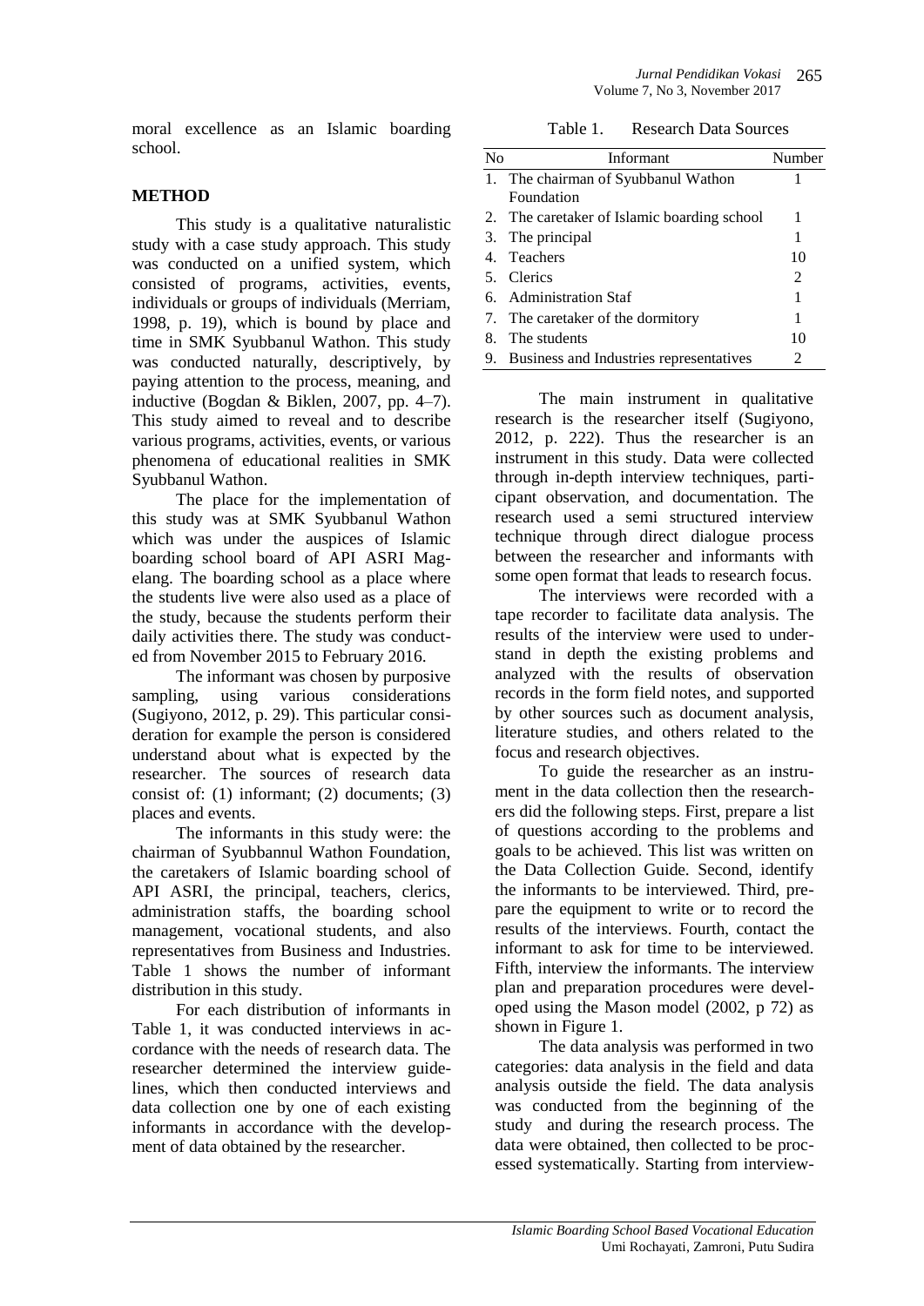moral excellence as an Islamic boarding school.

## METHOD

This study is a qualitative naturalistic study with a case study approach. This study was conducted on a unified system, which consisted of programs, activities, events, individuals or groups of individuals (Merriam, 1998, p. 19), which is bound by place and time in SMK Syubbanul Wathon. This study was conducted naturally, descriptively, by paying attention to the process, meaning, and inductive (Bogdan & Biklen, 2007, pp. 4–7). This study aimed to reveal and to describe various programs, activities, events, or various phenomena of educational realities in SMK Syubbanul Wathon.

The place for the implementation of this study was at SMK Syubbanul Wathon which was under the auspices of Islamic boarding school board of API ASRI Magelang. The boarding school as a place where the students live were also used as a place of the study, because the students perform their daily activities there. The study was conducted from November 2015 to February 2016.

The informant was chosen by purposive sampling, using various considerations (Sugiyono, 2012, p. 29). This particular consideration for example the person is considered understand about what is expected by the researcher. The sources of research data consist of: (1) informant; (2) documents; (3) places and events.

The informants in this study were: the chairman of Syubbannul Wathon Foundation, the caretakers of Islamic boarding school of API ASRI, the principal, teachers, clerics, administration staffs, the boarding school management, vocational students, and also representatives from Business and Industries. Table 1 shows the number of informant distribution in this study.

For each distribution of informants in Table 1, it was conducted interviews in accordance with the needs of research data. The researcher determined the interview guidelines, which then conducted interviews and data collection one by one of each existing informants in accordance with the development of data obtained by the researcher.

Table 1. Research Data Sources

| No | Informant | Number |
|---|---|---|
| 1. | The chairman of Syubbanul Wathon Foundation | 1 |
| 2. | The caretaker of Islamic boarding school | 1 |
| 3. | The principal | 1 |
| 4. | Teachers | 10 |
| 5. | Clerics | 2 |
| 6. | Administration Staf | 1 |
| 7. | The caretaker of the dormitory | 1 |
| 8. | The students | 10 |
| 9. | Business and Industries representatives | 2 |

The main instrument in qualitative research is the researcher itself (Sugiyono, 2012, p. 222). Thus the researcher is an instrument in this study. Data were collected through in-depth interview techniques, participant observation, and documentation. The research used a semi structured interview technique through direct dialogue process between the researcher and informants with some open format that leads to research focus.

The interviews were recorded with a tape recorder to facilitate data analysis. The results of the interview were used to understand in depth the existing problems and analyzed with the results of observation records in the form field notes, and supported by other sources such as document analysis, literature studies, and others related to the focus and research objectives.

To guide the researcher as an instrument in the data collection then the researchers did the following steps. First, prepare a list of questions according to the problems and goals to be achieved. This list was written on the Data Collection Guide. Second, identify the informants to be interviewed. Third, prepare the equipment to write or to record the results of the interviews. Fourth, contact the informant to ask for time to be interviewed. Fifth, interview the informants. The interview plan and preparation procedures were developed using the Mason model (2002, p 72) as shown in Figure 1.

The data analysis was performed in two categories: data analysis in the field and data analysis outside the field. The data analysis was conducted from the beginning of the study and during the research process. The data were obtained, then collected to be processed systematically. Starting from interview-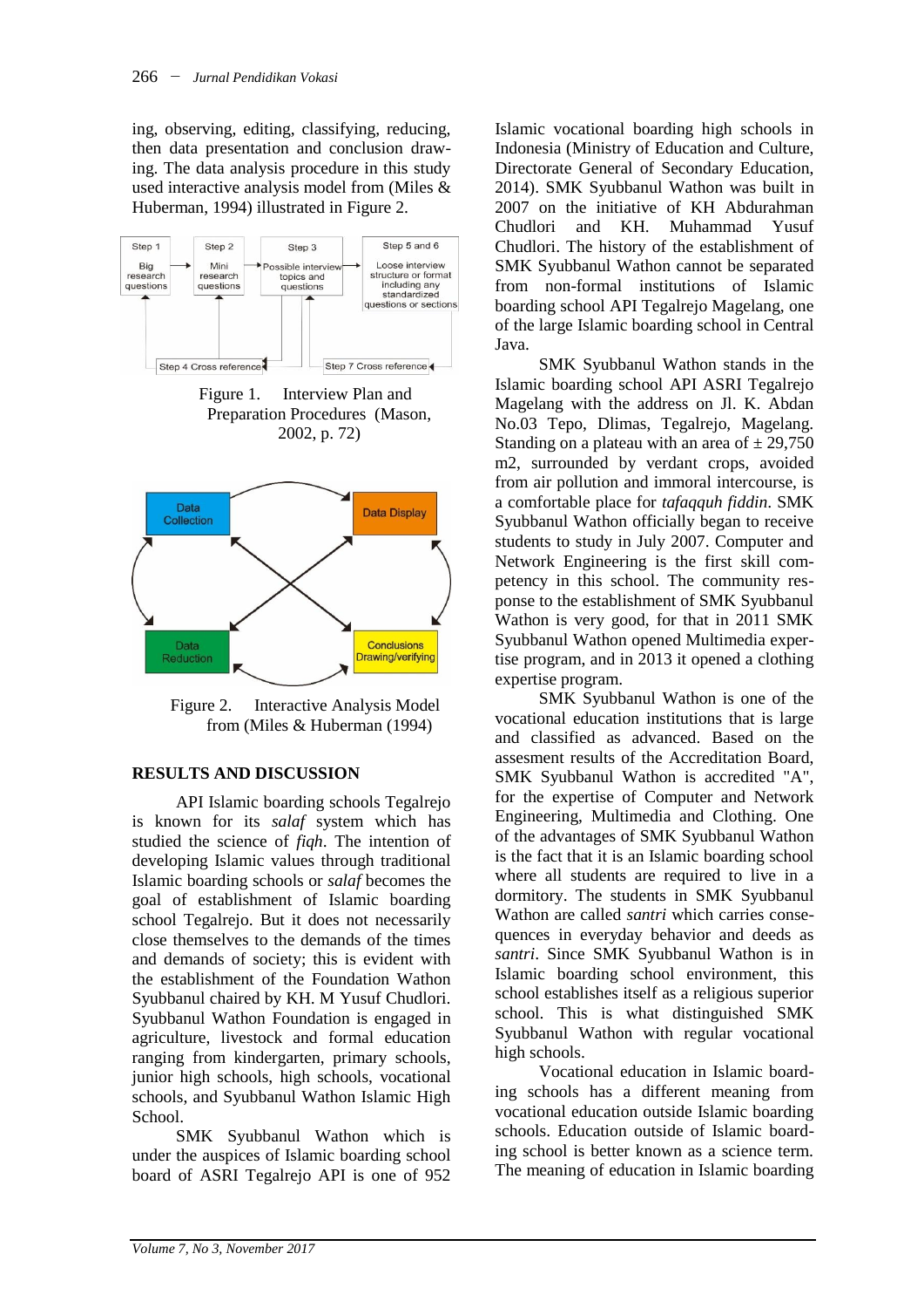ing, observing, editing, classifying, reducing, then data presentation and conclusion drawing. The data analysis procedure in this study used interactive analysis model from (Miles & Huberman, 1994) illustrated in Figure 2.

Figure 1. Interview Plan and Preparation Procedures (Mason, 2002, p. 72)

Figure 2. Interactive Analysis Model from (Miles & Huberman (1994)

## RESULTS AND DISCUSSION

API Islamic boarding schools Tegalrejo is known for its *salaf* system which has studied the science of *fiqh*. The intention of developing Islamic values through traditional Islamic boarding schools or *salaf* becomes the goal of establishment of Islamic boarding school Tegalrejo. But it does not necessarily close themselves to the demands of the times and demands of society; this is evident with the establishment of the Foundation Wathon Syubbanul chaired by KH. M Yusuf Chudlori. Syubbanul Wathon Foundation is engaged in agriculture, livestock and formal education ranging from kindergarten, primary schools, junior high schools, high schools, vocational schools, and Syubbanul Wathon Islamic High School.

SMK Syubbanul Wathon which is under the auspices of Islamic boarding school board of ASRI Tegalrejo API is one of 952 Islamic vocational boarding high schools in Indonesia (Ministry of Education and Culture, Directorate General of Secondary Education, 2014). SMK Syubbanul Wathon was built in 2007 on the initiative of KH Abdurahman Chudlori and KH. Muhammad Yusuf Chudlori. The history of the establishment of SMK Syubbanul Wathon cannot be separated from non-formal institutions of Islamic boarding school API Tegalrejo Magelang, one of the large Islamic boarding school in Central Java.

SMK Syubbanul Wathon stands in the Islamic boarding school API ASRI Tegalrejo Magelang with the address on Jl. K. Abdan No.03 Tepo, Dlimas, Tegalrejo, Magelang. Standing on a plateau with an area of ± 29,750 m2, surrounded by verdant crops, avoided from air pollution and immoral intercourse, is a comfortable place for *tafaqquh fiddin*. SMK Syubbanul Wathon officially began to receive students to study in July 2007. Computer and Network Engineering is the first skill competency in this school. The community response to the establishment of SMK Syubbanul Wathon is very good, for that in 2011 SMK Syubbanul Wathon opened Multimedia expertise program, and in 2013 it opened a clothing expertise program.

SMK Syubbanul Wathon is one of the vocational education institutions that is large and classified as advanced. Based on the assesment results of the Accreditation Board, SMK Syubbanul Wathon is accredited "A", for the expertise of Computer and Network Engineering, Multimedia and Clothing. One of the advantages of SMK Syubbanul Wathon is the fact that it is an Islamic boarding school where all students are required to live in a dormitory. The students in SMK Syubbanul Wathon are called *santri* which carries consequences in everyday behavior and deeds as *santri*. Since SMK Syubbanul Wathon is in Islamic boarding school environment, this school establishes itself as a religious superior school. This is what distinguished SMK Syubbanul Wathon with regular vocational high schools.

Vocational education in Islamic boarding schools has a different meaning from vocational education outside Islamic boarding schools. Education outside of Islamic boarding school is better known as a science term. The meaning of education in Islamic boarding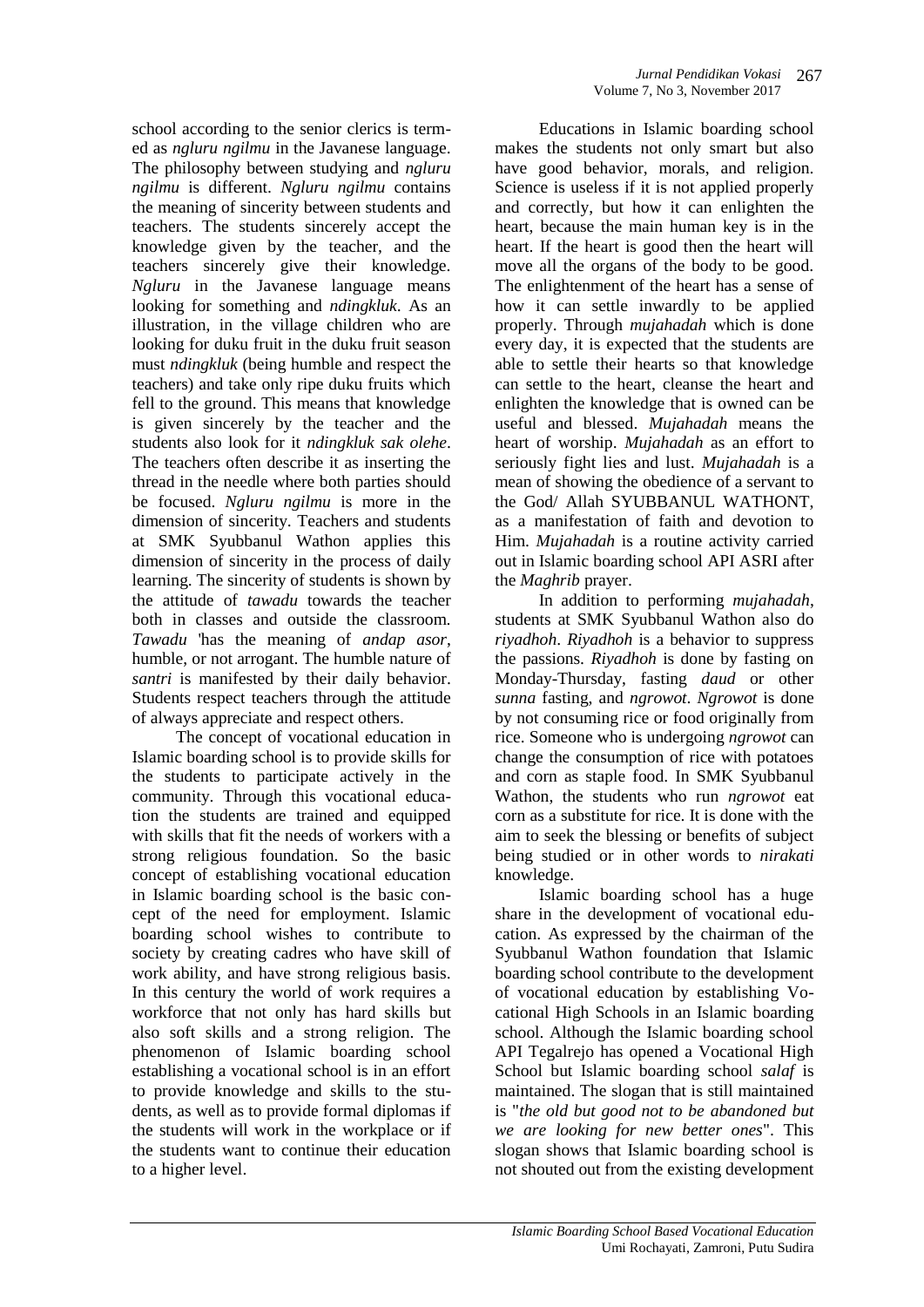school according to the senior clerics is termed as *ngluru ngilmu* in the Javanese language. The philosophy between studying and *ngluru ngilmu* is different. *Ngluru ngilmu* contains the meaning of sincerity between students and teachers. The students sincerely accept the knowledge given by the teacher, and the teachers sincerely give their knowledge. *Ngluru* in the Javanese language means looking for something and *ndingkluk*. As an illustration, in the village children who are looking for duku fruit in the duku fruit season must *ndingkluk* (being humble and respect the teachers) and take only ripe duku fruits which fell to the ground. This means that knowledge is given sincerely by the teacher and the students also look for it *ndingkluk sak olehe*. The teachers often describe it as inserting the thread in the needle where both parties should be focused. *Ngluru ngilmu* is more in the dimension of sincerity. Teachers and students at SMK Syubbanul Wathon applies this dimension of sincerity in the process of daily learning. The sincerity of students is shown by the attitude of *tawadu* towards the teacher both in classes and outside the classroom. *Tawadu* 'has the meaning of *andap asor*, humble, or not arrogant. The humble nature of *santri* is manifested by their daily behavior. Students respect teachers through the attitude of always appreciate and respect others.

The concept of vocational education in Islamic boarding school is to provide skills for the students to participate actively in the community. Through this vocational education the students are trained and equipped with skills that fit the needs of workers with a strong religious foundation. So the basic concept of establishing vocational education in Islamic boarding school is the basic concept of the need for employment. Islamic boarding school wishes to contribute to society by creating cadres who have skill of work ability, and have strong religious basis. In this century the world of work requires a workforce that not only has hard skills but also soft skills and a strong religion. The phenomenon of Islamic boarding school establishing a vocational school is in an effort to provide knowledge and skills to the students, as well as to provide formal diplomas if the students will work in the workplace or if the students want to continue their education to a higher level.

Educations in Islamic boarding school makes the students not only smart but also have good behavior, morals, and religion. Science is useless if it is not applied properly and correctly, but how it can enlighten the heart, because the main human key is in the heart. If the heart is good then the heart will move all the organs of the body to be good. The enlightenment of the heart has a sense of how it can settle inwardly to be applied properly. Through *mujahadah* which is done every day, it is expected that the students are able to settle their hearts so that knowledge can settle to the heart, cleanse the heart and enlighten the knowledge that is owned can be useful and blessed. *Mujahadah* means the heart of worship. *Mujahadah* as an effort to seriously fight lies and lust. *Mujahadah* is a mean of showing the obedience of a servant to the God/ Allah SYUBBANUL WATHONT, as a manifestation of faith and devotion to Him. *Mujahadah* is a routine activity carried out in Islamic boarding school API ASRI after the *Maghrib* prayer.

In addition to performing *mujahadah*, students at SMK Syubbanul Wathon also do *riyadhoh*. *Riyadhoh* is a behavior to suppress the passions. *Riyadhoh* is done by fasting on Monday-Thursday, fasting *daud* or other *sunna* fasting, and *ngrowot*. *Ngrowot* is done by not consuming rice or food originally from rice. Someone who is undergoing *ngrowot* can change the consumption of rice with potatoes and corn as staple food. In SMK Syubbanul Wathon, the students who run *ngrowot* eat corn as a substitute for rice. It is done with the aim to seek the blessing or benefits of subject being studied or in other words to *nirakati* knowledge.

Islamic boarding school has a huge share in the development of vocational education. As expressed by the chairman of the Syubbanul Wathon foundation that Islamic boarding school contribute to the development of vocational education by establishing Vocational High Schools in an Islamic boarding school. Although the Islamic boarding school API Tegalrejo has opened a Vocational High School but Islamic boarding school *salaf* is maintained. The slogan that is still maintained is "*the old but good not to be abandoned but we are looking for new better ones*". This slogan shows that Islamic boarding school is not shouted out from the existing development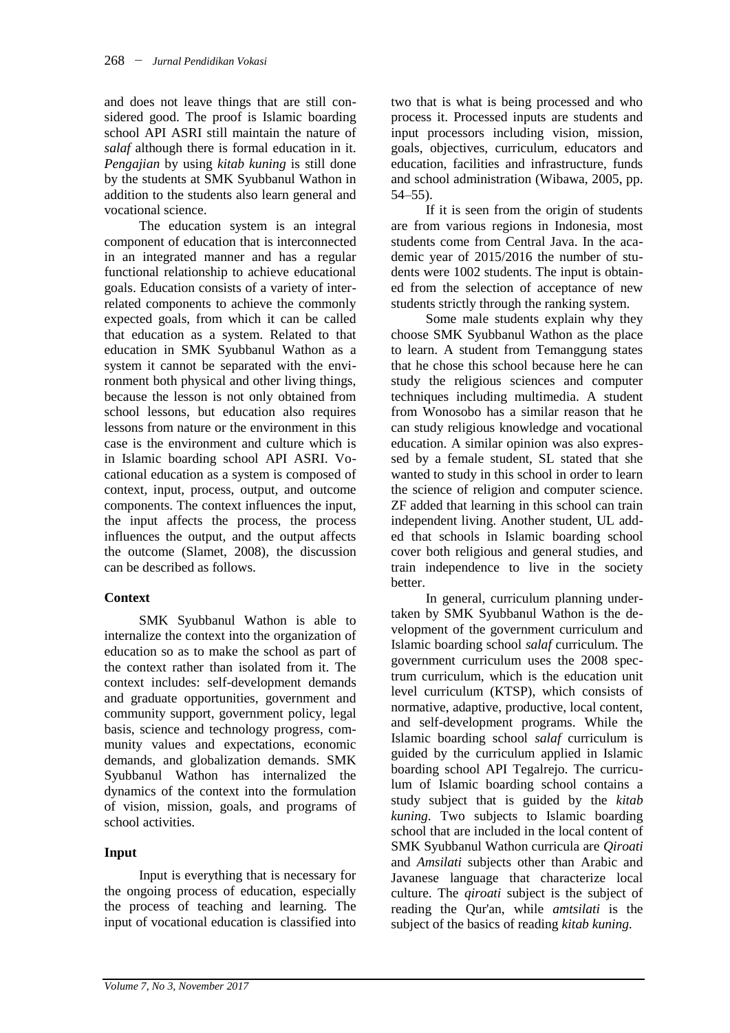and does not leave things that are still considered good. The proof is Islamic boarding school API ASRI still maintain the nature of *salaf* although there is formal education in it. *Pengajian* by using *kitab kuning* is still done by the students at SMK Syubbanul Wathon in addition to the students also learn general and vocational science.

The education system is an integral component of education that is interconnected in an integrated manner and has a regular functional relationship to achieve educational goals. Education consists of a variety of interrelated components to achieve the commonly expected goals, from which it can be called that education as a system. Related to that education in SMK Syubbanul Wathon as a system it cannot be separated with the environment both physical and other living things, because the lesson is not only obtained from school lessons, but education also requires lessons from nature or the environment in this case is the environment and culture which is in Islamic boarding school API ASRI. Vocational education as a system is composed of context, input, process, output, and outcome components. The context influences the input, the input affects the process, the process influences the output, and the output affects the outcome (Slamet, 2008), the discussion can be described as follows.

**Context**

SMK Syubbanul Wathon is able to internalize the context into the organization of education so as to make the school as part of the context rather than isolated from it. The context includes: self-development demands and graduate opportunities, government and community support, government policy, legal basis, science and technology progress, community values and expectations, economic demands, and globalization demands. SMK Syubbanul Wathon has internalized the dynamics of the context into the formulation of vision, mission, goals, and programs of school activities.

**Input**

Input is everything that is necessary for the ongoing process of education, especially the process of teaching and learning. The input of vocational education is classified into two that is what is being processed and who process it. Processed inputs are students and input processors including vision, mission, goals, objectives, curriculum, educators and education, facilities and infrastructure, funds and school administration (Wibawa, 2005, pp. 54–55).

If it is seen from the origin of students are from various regions in Indonesia, most students come from Central Java. In the academic year of 2015/2016 the number of students were 1002 students. The input is obtained from the selection of acceptance of new students strictly through the ranking system.

Some male students explain why they choose SMK Syubbanul Wathon as the place to learn. A student from Temanggung states that he chose this school because here he can study the religious sciences and computer techniques including multimedia. A student from Wonosobo has a similar reason that he can study religious knowledge and vocational education. A similar opinion was also expressed by a female student, SL stated that she wanted to study in this school in order to learn the science of religion and computer science. ZF added that learning in this school can train independent living. Another student, UL added that schools in Islamic boarding school cover both religious and general studies, and train independence to live in the society better.

In general, curriculum planning undertaken by SMK Syubbanul Wathon is the development of the government curriculum and Islamic boarding school *salaf* curriculum. The government curriculum uses the 2008 spectrum curriculum, which is the education unit level curriculum (KTSP), which consists of normative, adaptive, productive, local content, and self-development programs. While the Islamic boarding school *salaf* curriculum is guided by the curriculum applied in Islamic boarding school API Tegalrejo. The curriculum of Islamic boarding school contains a study subject that is guided by the *kitab kuning*. Two subjects to Islamic boarding school that are included in the local content of SMK Syubbanul Wathon curricula are *Qiroati* and *Amsilati* subjects other than Arabic and Javanese language that characterize local culture. The *qiroati* subject is the subject of reading the Qur'an, while *amtsilati* is the subject of the basics of reading *kitab kuning.*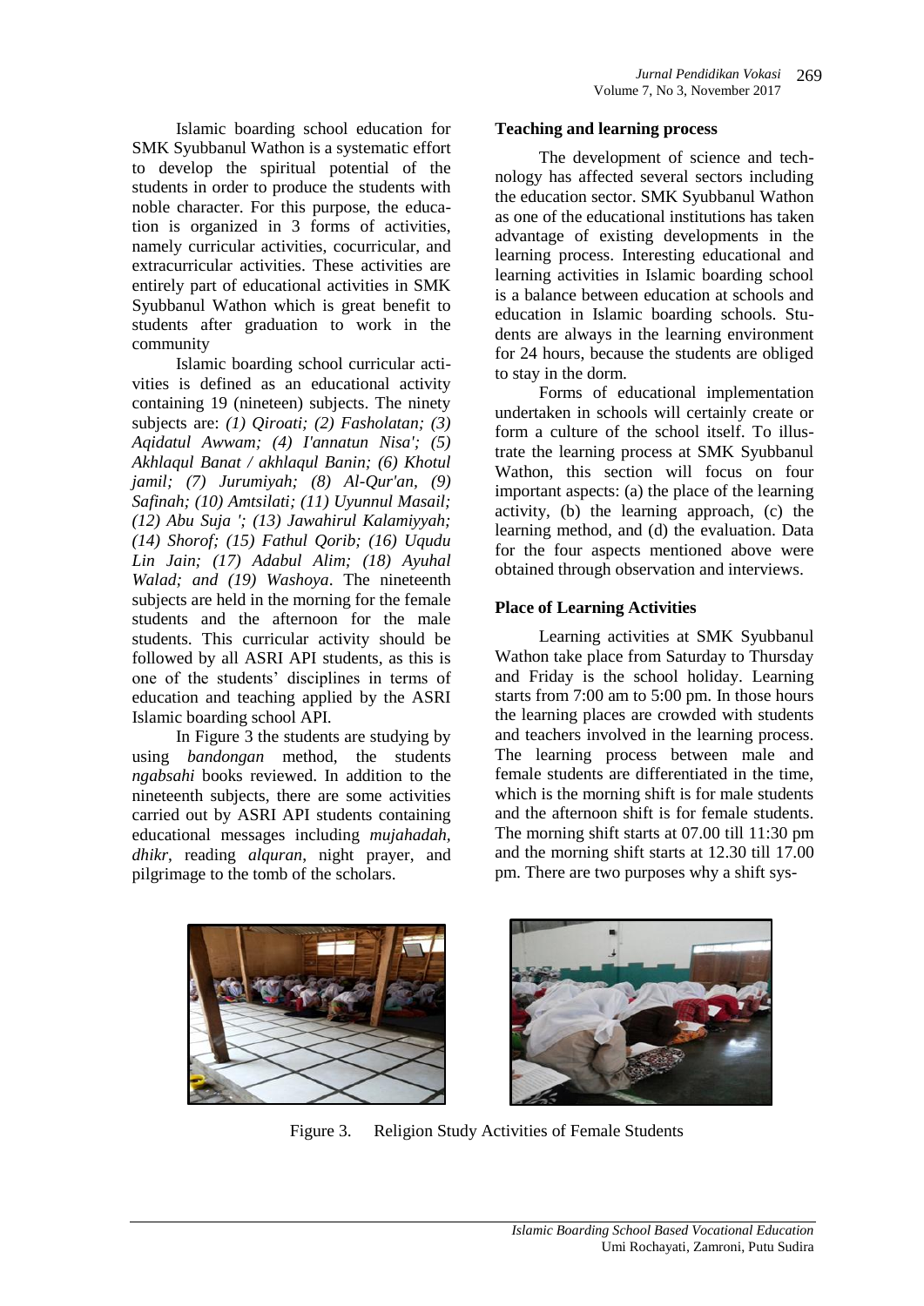Islamic boarding school education for SMK Syubbanul Wathon is a systematic effort to develop the spiritual potential of the students in order to produce the students with noble character. For this purpose, the education is organized in 3 forms of activities, namely curricular activities, cocurricular, and extracurricular activities. These activities are entirely part of educational activities in SMK Syubbanul Wathon which is great benefit to students after graduation to work in the community

Islamic boarding school curricular activities is defined as an educational activity containing 19 (nineteen) subjects. The ninety subjects are: *(1) Qiroati; (2) Fasholatan; (3) Aqidatul Awwam; (4) I'annatun Nisa'; (5) Akhlaqul Banat / akhlaqul Banin; (6) Khotul jamil; (7) Jurumiyah; (8) Al-Qur'an, (9) Safinah; (10) Amtsilati; (11) Uyunnul Masail; (12) Abu Suja '; (13) Jawahirul Kalamiyyah; (14) Shorof; (15) Fathul Qorib; (16) Uqudu Lin Jain; (17) Adabul Alim; (18) Ayuhal Walad; and (19) Washoya*. The nineteenth subjects are held in the morning for the female students and the afternoon for the male students. This curricular activity should be followed by all ASRI API students, as this is one of the students' disciplines in terms of education and teaching applied by the ASRI Islamic boarding school API.

In Figure 3 the students are studying by using *bandongan* method, the students *ngabsahi* books reviewed. In addition to the nineteenth subjects, there are some activities carried out by ASRI API students containing educational messages including *mujahadah*, *dhikr*, reading *alquran*, night prayer, and pilgrimage to the tomb of the scholars.

Figure 3. Religion Study Activities of Female Students

### Teaching and learning process

The development of science and technology has affected several sectors including the education sector. SMK Syubbanul Wathon as one of the educational institutions has taken advantage of existing developments in the learning process. Interesting educational and learning activities in Islamic boarding school is a balance between education at schools and education in Islamic boarding schools. Students are always in the learning environment for 24 hours, because the students are obliged to stay in the dorm.

Forms of educational implementation undertaken in schools will certainly create or form a culture of the school itself. To illustrate the learning process at SMK Syubbanul Wathon, this section will focus on four important aspects: (a) the place of the learning activity, (b) the learning approach, (c) the learning method, and (d) the evaluation. Data for the four aspects mentioned above were obtained through observation and interviews.

### Place of Learning Activities

Learning activities at SMK Syubbanul Wathon take place from Saturday to Thursday and Friday is the school holiday. Learning starts from 7:00 am to 5:00 pm. In those hours the learning places are crowded with students and teachers involved in the learning process. The learning process between male and female students are differentiated in the time, which is the morning shift is for male students and the afternoon shift is for female students. The morning shift starts at 07.00 till 11:30 pm and the morning shift starts at 12.30 till 17.00 pm. There are two purposes why a shift sys-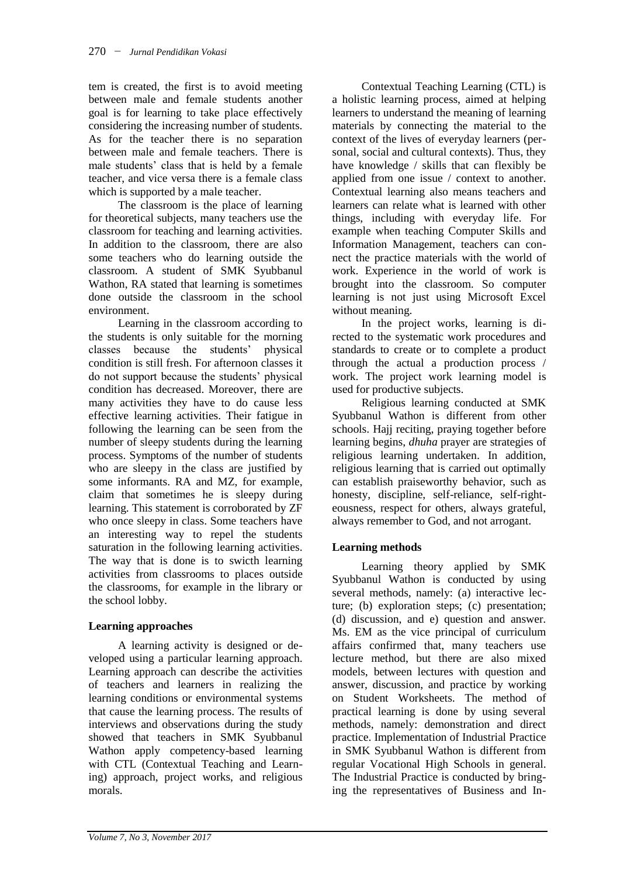tem is created, the first is to avoid meeting between male and female students another goal is for learning to take place effectively considering the increasing number of students. As for the teacher there is no separation between male and female teachers. There is male students' class that is held by a female teacher, and vice versa there is a female class which is supported by a male teacher.

The classroom is the place of learning for theoretical subjects, many teachers use the classroom for teaching and learning activities. In addition to the classroom, there are also some teachers who do learning outside the classroom. A student of SMK Syubbanul Wathon, RA stated that learning is sometimes done outside the classroom in the school environment.

Learning in the classroom according to the students is only suitable for the morning classes because the students' physical condition is still fresh. For afternoon classes it do not support because the students' physical condition has decreased. Moreover, there are many activities they have to do cause less effective learning activities. Their fatigue in following the learning can be seen from the number of sleepy students during the learning process. Symptoms of the number of students who are sleepy in the class are justified by some informants. RA and MZ, for example, claim that sometimes he is sleepy during learning. This statement is corroborated by ZF who once sleepy in class. Some teachers have an interesting way to repel the students saturation in the following learning activities. The way that is done is to swicth learning activities from classrooms to places outside the classrooms, for example in the library or the school lobby.

**Learning approaches**

A learning activity is designed or developed using a particular learning approach. Learning approach can describe the activities of teachers and learners in realizing the learning conditions or environmental systems that cause the learning process. The results of interviews and observations during the study showed that teachers in SMK Syubbanul Wathon apply competency-based learning with CTL (Contextual Teaching and Learning) approach, project works, and religious morals.

Contextual Teaching Learning (CTL) is a holistic learning process, aimed at helping learners to understand the meaning of learning materials by connecting the material to the context of the lives of everyday learners (personal, social and cultural contexts). Thus, they have knowledge / skills that can flexibly be applied from one issue / context to another. Contextual learning also means teachers and learners can relate what is learned with other things, including with everyday life. For example when teaching Computer Skills and Information Management, teachers can connect the practice materials with the world of work. Experience in the world of work is brought into the classroom. So computer learning is not just using Microsoft Excel without meaning.

In the project works, learning is directed to the systematic work procedures and standards to create or to complete a product through the actual a production process / work. The project work learning model is used for productive subjects.

Religious learning conducted at SMK Syubbanul Wathon is different from other schools. Hajj reciting, praying together before learning begins, *dhuha* prayer are strategies of religious learning undertaken. In addition, religious learning that is carried out optimally can establish praiseworthy behavior, such as honesty, discipline, self-reliance, self-righteousness, respect for others, always grateful, always remember to God, and not arrogant.

**Learning methods**

Learning theory applied by SMK Syubbanul Wathon is conducted by using several methods, namely: (a) interactive lecture; (b) exploration steps; (c) presentation; (d) discussion, and e) question and answer. Ms. EM as the vice principal of curriculum affairs confirmed that, many teachers use lecture method, but there are also mixed models, between lectures with question and answer, discussion, and practice by working on Student Worksheets. The method of practical learning is done by using several methods, namely: demonstration and direct practice. Implementation of Industrial Practice in SMK Syubbanul Wathon is different from regular Vocational High Schools in general. The Industrial Practice is conducted by bringing the representatives of Business and In-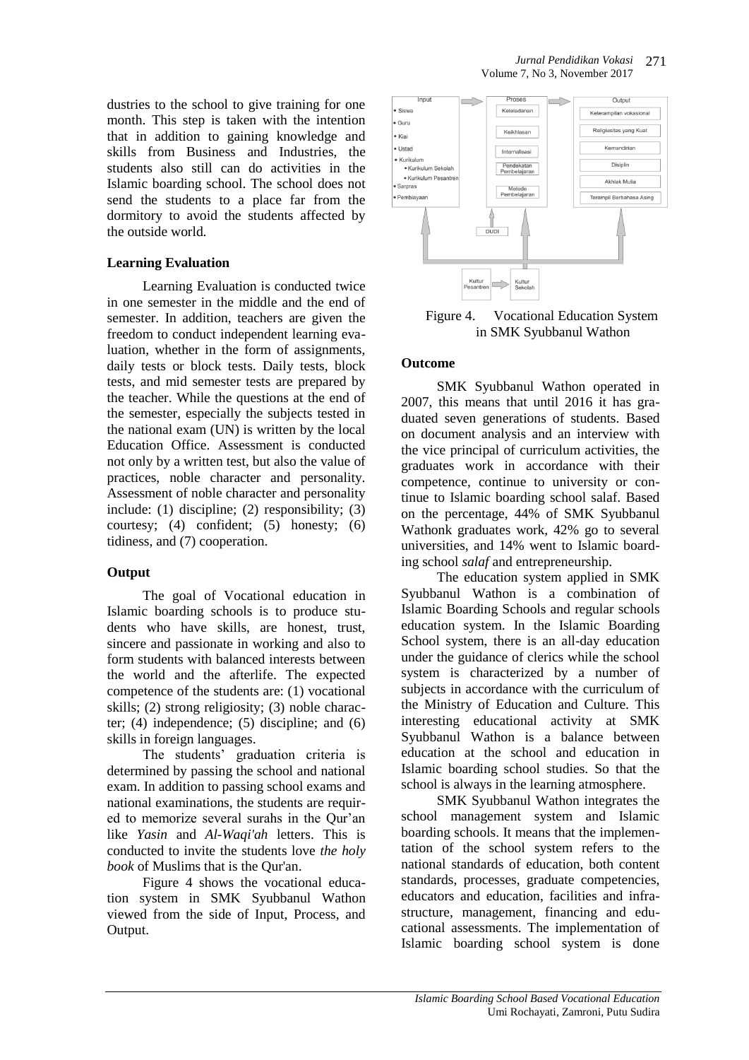dustries to the school to give training for one month. This step is taken with the intention that in addition to gaining knowledge and skills from Business and Industries, the students also still can do activities in the Islamic boarding school. The school does not send the students to a place far from the dormitory to avoid the students affected by the outside world.

### Learning Evaluation

Learning Evaluation is conducted twice in one semester in the middle and the end of semester. In addition, teachers are given the freedom to conduct independent learning evaluation, whether in the form of assignments, daily tests or block tests. Daily tests, block tests, and mid semester tests are prepared by the teacher. While the questions at the end of the semester, especially the subjects tested in the national exam (UN) is written by the local Education Office. Assessment is conducted not only by a written test, but also the value of practices, noble character and personality. Assessment of noble character and personality include: (1) discipline; (2) responsibility; (3) courtesy; (4) confident; (5) honesty; (6) tidiness, and (7) cooperation.

### Output

The goal of Vocational education in Islamic boarding schools is to produce students who have skills, are honest, trust, sincere and passionate in working and also to form students with balanced interests between the world and the afterlife. The expected competence of the students are: (1) vocational skills; (2) strong religiosity; (3) noble character; (4) independence; (5) discipline; and (6) skills in foreign languages.

The students' graduation criteria is determined by passing the school and national exam. In addition to passing school exams and national examinations, the students are required to memorize several surahs in the Qur'an like *Yasin* and *Al-Waqi'ah* letters. This is conducted to invite the students love *the holy book* of Muslims that is the Qur'an.

Figure 4 shows the vocational education system in SMK Syubbanul Wathon viewed from the side of Input, Process, and Output.

Input: Siswa, Guru, Kiai, Ustad, Kurikulum (Kurikulum Sekolah, Kurikulum Pesantren), Sarpras, Pembiayaan
Proses: Keteladanan, Keikhlasan, Internalisasi, Pendekatan Pembelajaran, Metode Pembelajaran; DUDI
Output: Keterampilan vokasional, Religiusitas yang Kuat, Kemandirian, Disiplin, Akhlak Mulia, Terampil Berbahasa Asing
Kultur Pesantren → Kultur Sekolah

Figure 4. Vocational Education System in SMK Syubbanul Wathon

### Outcome

SMK Syubbanul Wathon operated in 2007, this means that until 2016 it has graduated seven generations of students. Based on document analysis and an interview with the vice principal of curriculum activities, the graduates work in accordance with their competence, continue to university or continue to Islamic boarding school salaf. Based on the percentage, 44% of SMK Syubbanul Wathonk graduates work, 42% go to several universities, and 14% went to Islamic boarding school *salaf* and entrepreneurship.

The education system applied in SMK Syubbanul Wathon is a combination of Islamic Boarding Schools and regular schools education system. In the Islamic Boarding School system, there is an all-day education under the guidance of clerics while the school system is characterized by a number of subjects in accordance with the curriculum of the Ministry of Education and Culture. This interesting educational activity at SMK Syubbanul Wathon is a balance between education at the school and education in Islamic boarding school studies. So that the school is always in the learning atmosphere.

SMK Syubbanul Wathon integrates the school management system and Islamic boarding schools. It means that the implementation of the school system refers to the national standards of education, both content standards, processes, graduate competencies, educators and education, facilities and infrastructure, management, financing and educational assessments. The implementation of Islamic boarding school system is done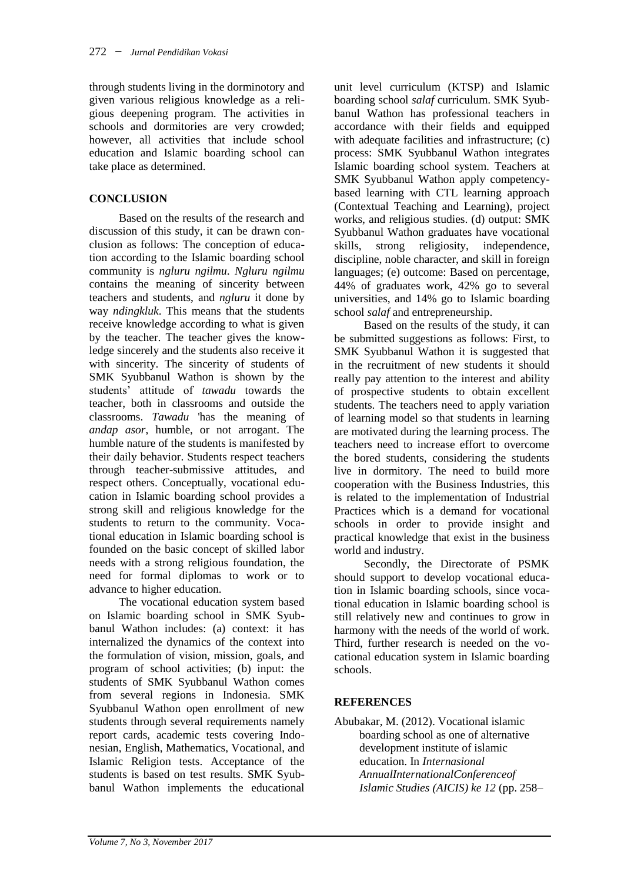through students living in the dorminotory and given various religious knowledge as a religious deepening program. The activities in schools and dormitories are very crowded; however, all activities that include school education and Islamic boarding school can take place as determined.

## CONCLUSION

Based on the results of the research and discussion of this study, it can be drawn conclusion as follows: The conception of education according to the Islamic boarding school community is *ngluru ngilmu*. *Ngluru ngilmu* contains the meaning of sincerity between teachers and students, and *ngluru* it done by way *ndingkluk*. This means that the students receive knowledge according to what is given by the teacher. The teacher gives the knowledge sincerely and the students also receive it with sincerity. The sincerity of students of SMK Syubbanul Wathon is shown by the students' attitude of *tawadu* towards the teacher, both in classrooms and outside the classrooms. *Tawadu* 'has the meaning of *andap asor*, humble, or not arrogant. The humble nature of the students is manifested by their daily behavior. Students respect teachers through teacher-submissive attitudes, and respect others. Conceptually, vocational education in Islamic boarding school provides a strong skill and religious knowledge for the students to return to the community. Vocational education in Islamic boarding school is founded on the basic concept of skilled labor needs with a strong religious foundation, the need for formal diplomas to work or to advance to higher education.

The vocational education system based on Islamic boarding school in SMK Syubbanul Wathon includes: (a) context: it has internalized the dynamics of the context into the formulation of vision, mission, goals, and program of school activities; (b) input: the students of SMK Syubbanul Wathon comes from several regions in Indonesia. SMK Syubbanul Wathon open enrollment of new students through several requirements namely report cards, academic tests covering Indonesian, English, Mathematics, Vocational, and Islamic Religion tests. Acceptance of the students is based on test results. SMK Syubbanul Wathon implements the educational unit level curriculum (KTSP) and Islamic boarding school *salaf* curriculum. SMK Syubbanul Wathon has professional teachers in accordance with their fields and equipped with adequate facilities and infrastructure; (c) process: SMK Syubbanul Wathon integrates Islamic boarding school system. Teachers at SMK Syubbanul Wathon apply competency-based learning with CTL learning approach (Contextual Teaching and Learning), project works, and religious studies. (d) output: SMK Syubbanul Wathon graduates have vocational skills, strong religiosity, independence, discipline, noble character, and skill in foreign languages; (e) outcome: Based on percentage, 44% of graduates work, 42% go to several universities, and 14% go to Islamic boarding school *salaf* and entrepreneurship.

Based on the results of the study, it can be submitted suggestions as follows: First, to SMK Syubbanul Wathon it is suggested that in the recruitment of new students it should really pay attention to the interest and ability of prospective students to obtain excellent students. The teachers need to apply variation of learning model so that students in learning are motivated during the learning process. The teachers need to increase effort to overcome the bored students, considering the students live in dormitory. The need to build more cooperation with the Business Industries, this is related to the implementation of Industrial Practices which is a demand for vocational schools in order to provide insight and practical knowledge that exist in the business world and industry.

Secondly, the Directorate of PSMK should support to develop vocational education in Islamic boarding schools, since vocational education in Islamic boarding school is still relatively new and continues to grow in harmony with the needs of the world of work. Third, further research is needed on the vocational education system in Islamic boarding schools.

## REFERENCES

Abubakar, M. (2012). Vocational islamic boarding school as one of alternative development institute of islamic education. In *Internasional AnnualInternationalConferenceof Islamic Studies (AICIS) ke 12* (pp. 258–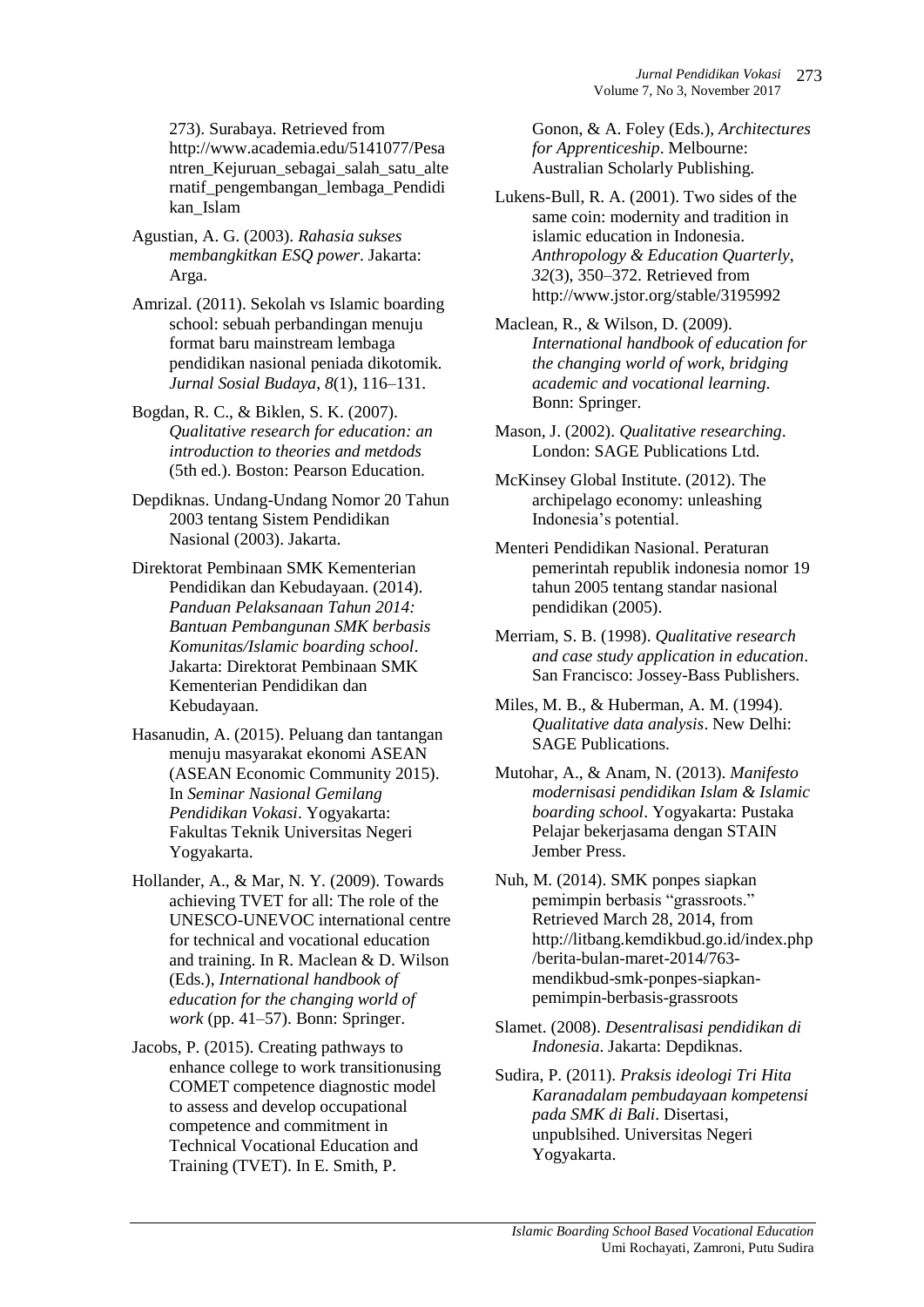273). Surabaya. Retrieved from http://www.academia.edu/5141077/Pesantren_Kejuruan_sebagai_salah_satu_alternatif_pengembangan_lembaga_Pendidikan_Islam

Agustian, A. G. (2003). *Rahasia sukses membangkitkan ESQ power*. Jakarta: Arga.

Amrizal. (2011). Sekolah vs Islamic boarding school: sebuah perbandingan menuju format baru mainstream lembaga pendidikan nasional peniada dikotomik. *Jurnal Sosial Budaya*, *8*(1), 116–131.

Bogdan, R. C., & Biklen, S. K. (2007). *Qualitative research for education: an introduction to theories and metdods* (5th ed.). Boston: Pearson Education.

Depdiknas. Undang-Undang Nomor 20 Tahun 2003 tentang Sistem Pendidikan Nasional (2003). Jakarta.

Direktorat Pembinaan SMK Kementerian Pendidikan dan Kebudayaan. (2014). *Panduan Pelaksanaan Tahun 2014: Bantuan Pembangunan SMK berbasis Komunitas/Islamic boarding school*. Jakarta: Direktorat Pembinaan SMK Kementerian Pendidikan dan Kebudayaan.

Hasanudin, A. (2015). Peluang dan tantangan menuju masyarakat ekonomi ASEAN (ASEAN Economic Community 2015). In *Seminar Nasional Gemilang Pendidikan Vokasi*. Yogyakarta: Fakultas Teknik Universitas Negeri Yogyakarta.

Hollander, A., & Mar, N. Y. (2009). Towards achieving TVET for all: The role of the UNESCO-UNEVOC international centre for technical and vocational education and training. In R. Maclean & D. Wilson (Eds.), *International handbook of education for the changing world of work* (pp. 41–57). Bonn: Springer.

Jacobs, P. (2015). Creating pathways to enhance college to work transitionusing COMET competence diagnostic model to assess and develop occupational competence and commitment in Technical Vocational Education and Training (TVET). In E. Smith, P. Gonon, & A. Foley (Eds.), *Architectures for Apprenticeship*. Melbourne: Australian Scholarly Publishing.

Lukens-Bull, R. A. (2001). Two sides of the same coin: modernity and tradition in islamic education in Indonesia. *Anthropology & Education Quarterly*, *32*(3), 350–372. Retrieved from http://www.jstor.org/stable/3195992

Maclean, R., & Wilson, D. (2009). *International handbook of education for the changing world of work, bridging academic and vocational learning*. Bonn: Springer.

Mason, J. (2002). *Qualitative researching*. London: SAGE Publications Ltd.

McKinsey Global Institute. (2012). The archipelago economy: unleashing Indonesia's potential.

Menteri Pendidikan Nasional. Peraturan pemerintah republik indonesia nomor 19 tahun 2005 tentang standar nasional pendidikan (2005).

Merriam, S. B. (1998). *Qualitative research and case study application in education*. San Francisco: Jossey-Bass Publishers.

Miles, M. B., & Huberman, A. M. (1994). *Qualitative data analysis*. New Delhi: SAGE Publications.

Mutohar, A., & Anam, N. (2013). *Manifesto modernisasi pendidikan Islam & Islamic boarding school*. Yogyakarta: Pustaka Pelajar bekerjasama dengan STAIN Jember Press.

Nuh, M. (2014). SMK ponpes siapkan pemimpin berbasis "grassroots." Retrieved March 28, 2014, from http://litbang.kemdikbud.go.id/index.php/berita-bulan-maret-2014/763-mendikbud-smk-ponpes-siapkan-pemimpin-berbasis-grassroots

Slamet. (2008). *Desentralisasi pendidikan di Indonesia*. Jakarta: Depdiknas.

Sudira, P. (2011). *Praksis ideologi Tri Hita Karanadalam pembudayaan kompetensi pada SMK di Bali*. Disertasi, unpublsihed. Universitas Negeri Yogyakarta.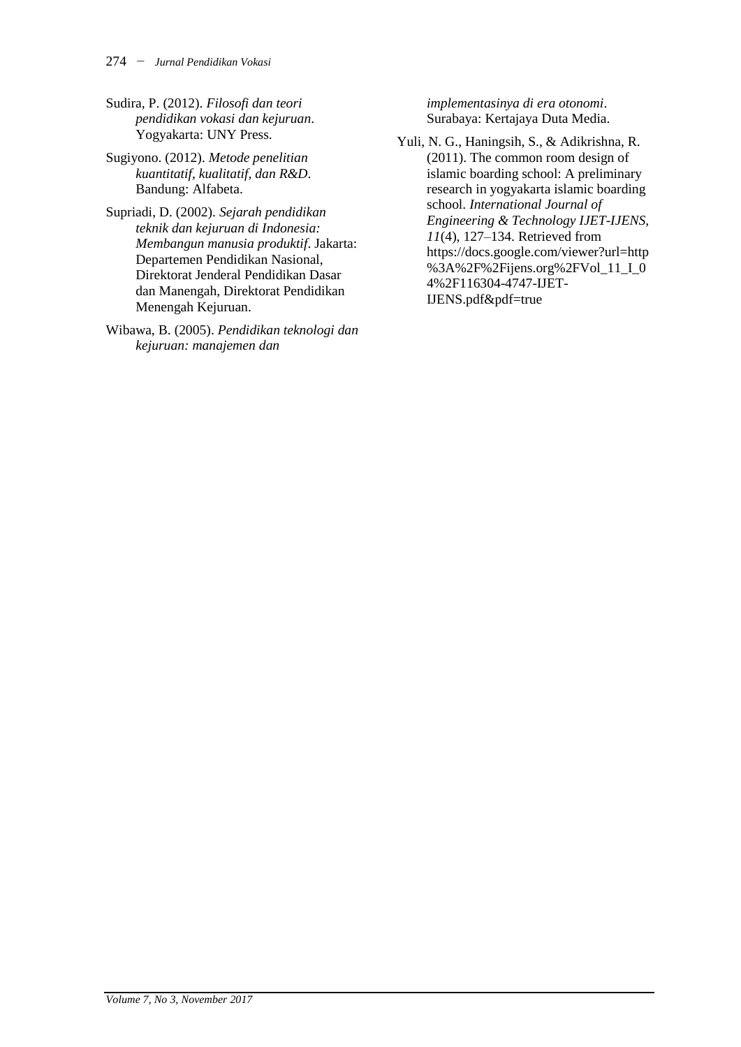Sudira, P. (2012). *Filosofi dan teori pendidikan vokasi dan kejuruan*. Yogyakarta: UNY Press.

Sugiyono. (2012). *Metode penelitian kuantitatif, kualitatif, dan R&D*. Bandung: Alfabeta.

Supriadi, D. (2002). *Sejarah pendidikan teknik dan kejuruan di Indonesia: Membangun manusia produktif*. Jakarta: Departemen Pendidikan Nasional, Direktorat Jenderal Pendidikan Dasar dan Manengah, Direktorat Pendidikan Menengah Kejuruan.

Wibawa, B. (2005). *Pendidikan teknologi dan kejuruan: manajemen dan implementasinya di era otonomi*. Surabaya: Kertajaya Duta Media.

Yuli, N. G., Haningsih, S., & Adikrishna, R. (2011). The common room design of islamic boarding school: A preliminary research in yogyakarta islamic boarding school. *International Journal of Engineering & Technology IJET-IJENS*, *11*(4), 127–134. Retrieved from https://docs.google.com/viewer?url=http%3A%2F%2Fijens.org%2FVol_11_I_04%2F116304-4747-IJET-IJENS.pdf&pdf=true